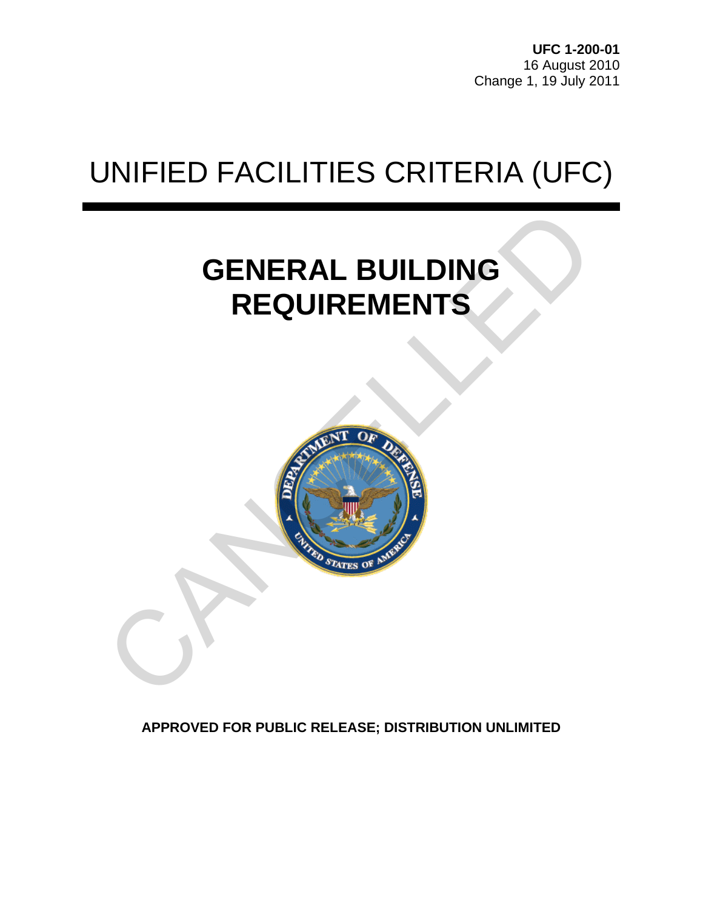**UFC 1-200-01**
16 August 2010
Change 1, 19 July 2011

# UNIFIED FACILITIES CRITERIA (UFC)

## GENERAL BUILDING REQUIREMENTS

CANCELLED

**APPROVED FOR PUBLIC RELEASE; DISTRIBUTION UNLIMITED**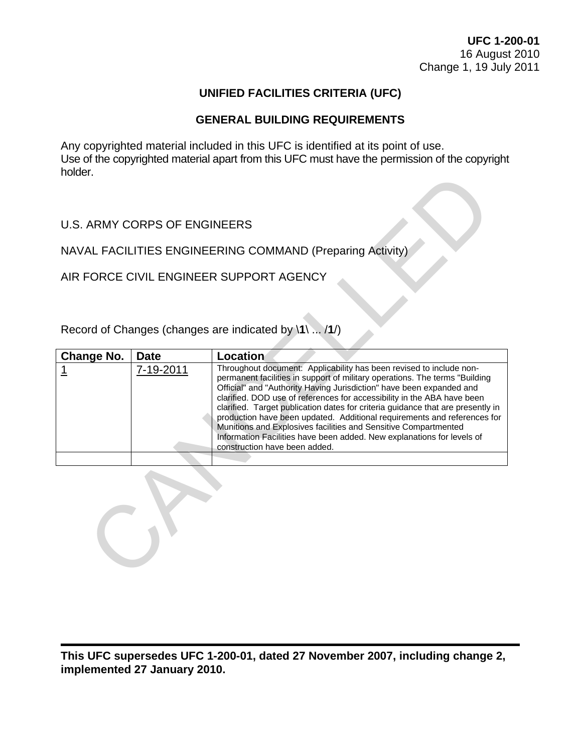**UFC 1-200-01**
16 August 2010
Change 1, 19 July 2011

# UNIFIED FACILITIES CRITERIA (UFC)

## GENERAL BUILDING REQUIREMENTS

Any copyrighted material included in this UFC is identified at its point of use.
Use of the copyrighted material apart from this UFC must have the permission of the copyright holder.

U.S. ARMY CORPS OF ENGINEERS

NAVAL FACILITIES ENGINEERING COMMAND (Preparing Activity)

AIR FORCE CIVIL ENGINEER SUPPORT AGENCY

Record of Changes (changes are indicated by \**1**\ ... /**1**/)

| Change No. | Date | Location |
|---|---|---|
| 1 | 7-19-2011 | Throughout document: Applicability has been revised to include non-permanent facilities in support of military operations. The terms "Building Official" and "Authority Having Jurisdiction" have been expanded and clarified. DOD use of references for accessibility in the ABA have been clarified. Target publication dates for criteria guidance that are presently in production have been updated. Additional requirements and references for Munitions and Explosives facilities and Sensitive Compartmented Information Facilities have been added. New explanations for levels of construction have been added. |
| | | |

**This UFC supersedes UFC 1-200-01, dated 27 November 2007, including change 2, implemented 27 January 2010.**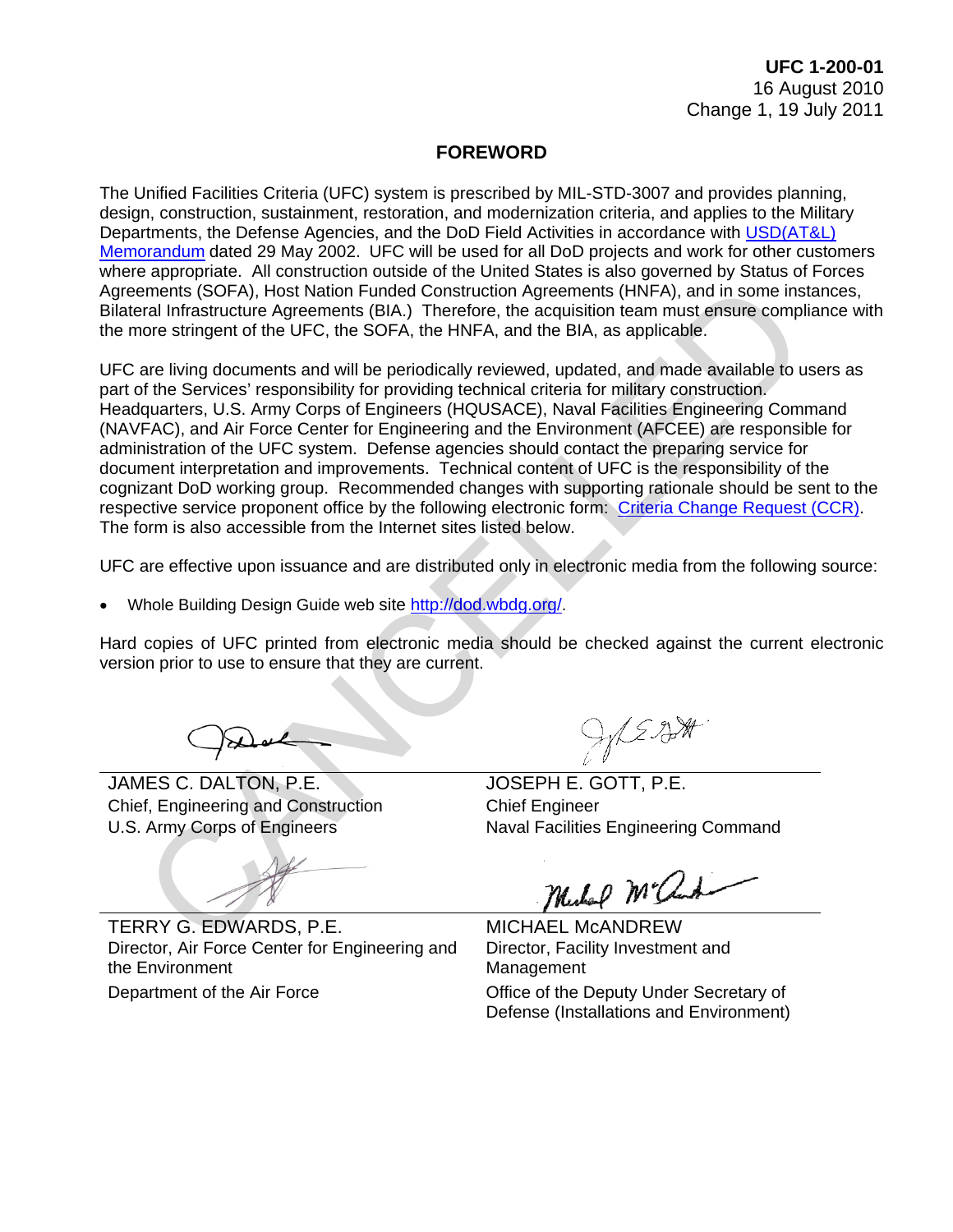UFC 1-200-01
16 August 2010
Change 1, 19 July 2011

## FOREWORD

The Unified Facilities Criteria (UFC) system is prescribed by MIL-STD-3007 and provides planning, design, construction, sustainment, restoration, and modernization criteria, and applies to the Military Departments, the Defense Agencies, and the DoD Field Activities in accordance with USD(AT&L) Memorandum dated 29 May 2002. UFC will be used for all DoD projects and work for other customers where appropriate. All construction outside of the United States is also governed by Status of Forces Agreements (SOFA), Host Nation Funded Construction Agreements (HNFA), and in some instances, Bilateral Infrastructure Agreements (BIA.) Therefore, the acquisition team must ensure compliance with the more stringent of the UFC, the SOFA, the HNFA, and the BIA, as applicable.

UFC are living documents and will be periodically reviewed, updated, and made available to users as part of the Services' responsibility for providing technical criteria for military construction. Headquarters, U.S. Army Corps of Engineers (HQUSACE), Naval Facilities Engineering Command (NAVFAC), and Air Force Center for Engineering and the Environment (AFCEE) are responsible for administration of the UFC system. Defense agencies should contact the preparing service for document interpretation and improvements. Technical content of UFC is the responsibility of the cognizant DoD working group. Recommended changes with supporting rationale should be sent to the respective service proponent office by the following electronic form: Criteria Change Request (CCR). The form is also accessible from the Internet sites listed below.

UFC are effective upon issuance and are distributed only in electronic media from the following source:

- Whole Building Design Guide web site http://dod.wbdg.org/.

Hard copies of UFC printed from electronic media should be checked against the current electronic version prior to use to ensure that they are current.

JAMES C. DALTON, P.E.
Chief, Engineering and Construction
U.S. Army Corps of Engineers

JOSEPH E. GOTT, P.E.
Chief Engineer
Naval Facilities Engineering Command

TERRY G. EDWARDS, P.E.
Director, Air Force Center for Engineering and the Environment
Department of the Air Force

MICHAEL McANDREW
Director, Facility Investment and Management
Office of the Deputy Under Secretary of Defense (Installations and Environment)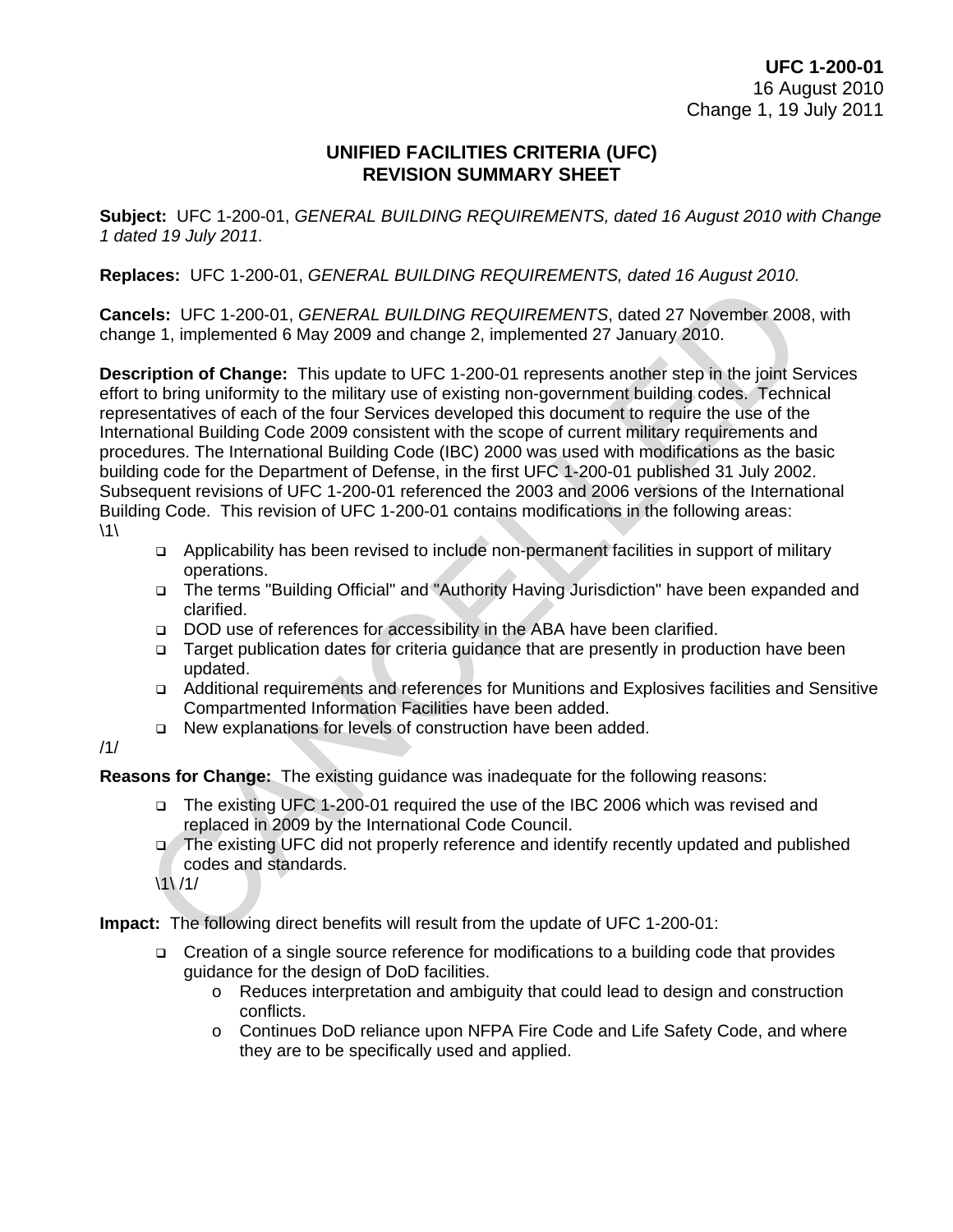**UFC 1-200-01**
16 August 2010
Change 1, 19 July 2011

# UNIFIED FACILITIES CRITERIA (UFC) REVISION SUMMARY SHEET

**Subject:** UFC 1-200-01, *GENERAL BUILDING REQUIREMENTS, dated 16 August 2010 with Change 1 dated 19 July 2011.*

**Replaces:** UFC 1-200-01, *GENERAL BUILDING REQUIREMENTS, dated 16 August 2010.*

**Cancels:** UFC 1-200-01, *GENERAL BUILDING REQUIREMENTS*, dated 27 November 2008, with change 1, implemented 6 May 2009 and change 2, implemented 27 January 2010.

**Description of Change:** This update to UFC 1-200-01 represents another step in the joint Services effort to bring uniformity to the military use of existing non-government building codes. Technical representatives of each of the four Services developed this document to require the use of the International Building Code 2009 consistent with the scope of current military requirements and procedures. The International Building Code (IBC) 2000 was used with modifications as the basic building code for the Department of Defense, in the first UFC 1-200-01 published 31 July 2002. Subsequent revisions of UFC 1-200-01 referenced the 2003 and 2006 versions of the International Building Code. This revision of UFC 1-200-01 contains modifications in the following areas:
\1\

- Applicability has been revised to include non-permanent facilities in support of military operations.
- The terms "Building Official" and "Authority Having Jurisdiction" have been expanded and clarified.
- DOD use of references for accessibility in the ABA have been clarified.
- Target publication dates for criteria guidance that are presently in production have been updated.
- Additional requirements and references for Munitions and Explosives facilities and Sensitive Compartmented Information Facilities have been added.
- New explanations for levels of construction have been added.

/1/

**Reasons for Change:** The existing guidance was inadequate for the following reasons:

- The existing UFC 1-200-01 required the use of the IBC 2006 which was revised and replaced in 2009 by the International Code Council.
- The existing UFC did not properly reference and identify recently updated and published codes and standards.

\1\ /1/

**Impact:** The following direct benefits will result from the update of UFC 1-200-01:

- Creation of a single source reference for modifications to a building code that provides guidance for the design of DoD facilities.
  - Reduces interpretation and ambiguity that could lead to design and construction conflicts.
  - Continues DoD reliance upon NFPA Fire Code and Life Safety Code, and where they are to be specifically used and applied.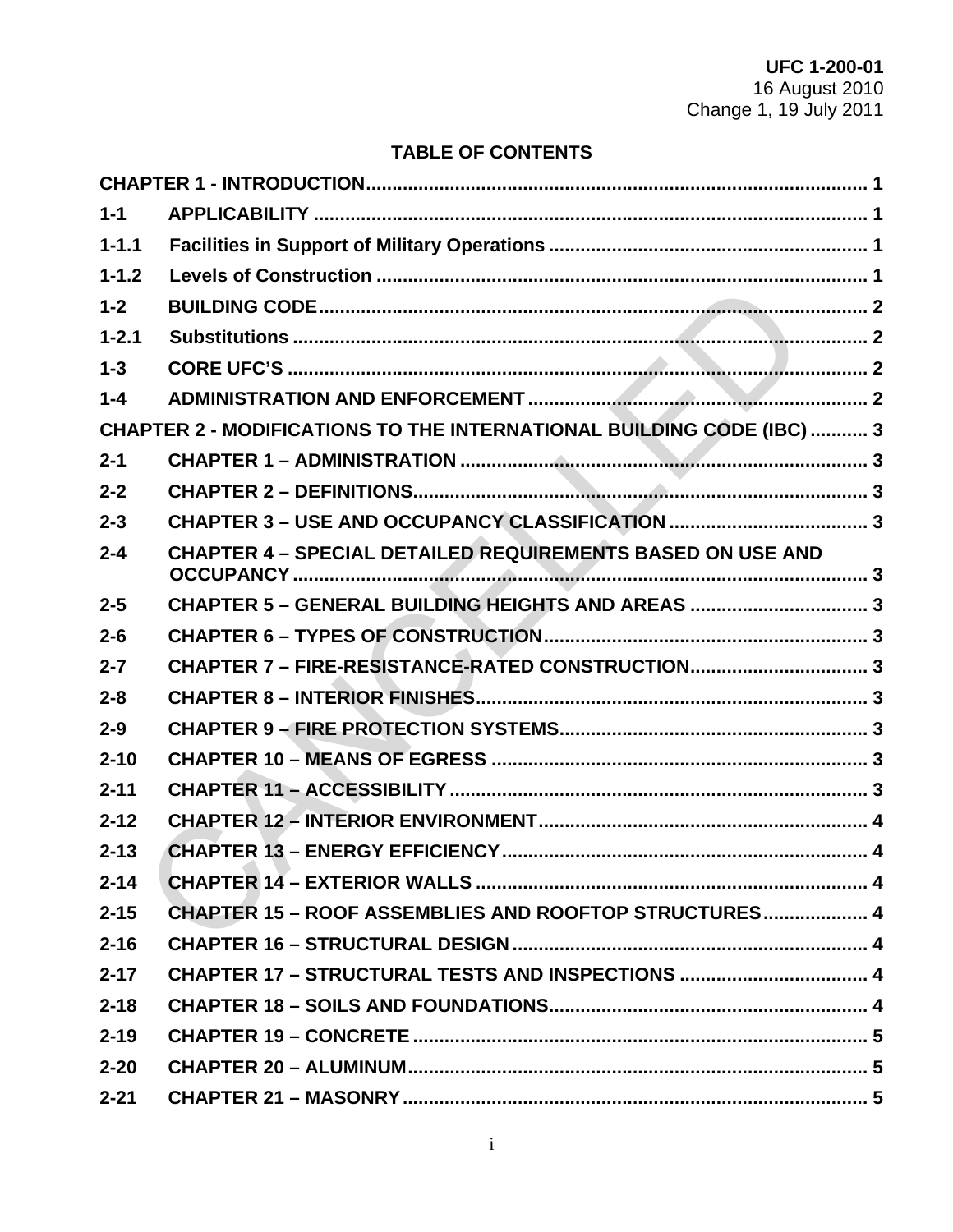# TABLE OF CONTENTS

| | | |
|---|---|---|
| **CHAPTER 1 - INTRODUCTION** | | **1** |
| **1-1** | **APPLICABILITY** | **1** |
| **1-1.1** | **Facilities in Support of Military Operations** | **1** |
| **1-1.2** | **Levels of Construction** | **1** |
| **1-2** | **BUILDING CODE** | **2** |
| **1-2.1** | **Substitutions** | **2** |
| **1-3** | **CORE UFC'S** | **2** |
| **1-4** | **ADMINISTRATION AND ENFORCEMENT** | **2** |
| **CHAPTER 2 - MODIFICATIONS TO THE INTERNATIONAL BUILDING CODE (IBC)** | | **3** |
| **2-1** | **CHAPTER 1 – ADMINISTRATION** | **3** |
| **2-2** | **CHAPTER 2 – DEFINITIONS** | **3** |
| **2-3** | **CHAPTER 3 – USE AND OCCUPANCY CLASSIFICATION** | **3** |
| **2-4** | **CHAPTER 4 – SPECIAL DETAILED REQUIREMENTS BASED ON USE AND OCCUPANCY** | **3** |
| **2-5** | **CHAPTER 5 – GENERAL BUILDING HEIGHTS AND AREAS** | **3** |
| **2-6** | **CHAPTER 6 – TYPES OF CONSTRUCTION** | **3** |
| **2-7** | **CHAPTER 7 – FIRE-RESISTANCE-RATED CONSTRUCTION** | **3** |
| **2-8** | **CHAPTER 8 – INTERIOR FINISHES** | **3** |
| **2-9** | **CHAPTER 9 – FIRE PROTECTION SYSTEMS** | **3** |
| **2-10** | **CHAPTER 10 – MEANS OF EGRESS** | **3** |
| **2-11** | **CHAPTER 11 – ACCESSIBILITY** | **3** |
| **2-12** | **CHAPTER 12 – INTERIOR ENVIRONMENT** | **4** |
| **2-13** | **CHAPTER 13 – ENERGY EFFICIENCY** | **4** |
| **2-14** | **CHAPTER 14 – EXTERIOR WALLS** | **4** |
| **2-15** | **CHAPTER 15 – ROOF ASSEMBLIES AND ROOFTOP STRUCTURES** | **4** |
| **2-16** | **CHAPTER 16 – STRUCTURAL DESIGN** | **4** |
| **2-17** | **CHAPTER 17 – STRUCTURAL TESTS AND INSPECTIONS** | **4** |
| **2-18** | **CHAPTER 18 – SOILS AND FOUNDATIONS** | **4** |
| **2-19** | **CHAPTER 19 – CONCRETE** | **5** |
| **2-20** | **CHAPTER 20 – ALUMINUM** | **5** |
| **2-21** | **CHAPTER 21 – MASONRY** | **5** |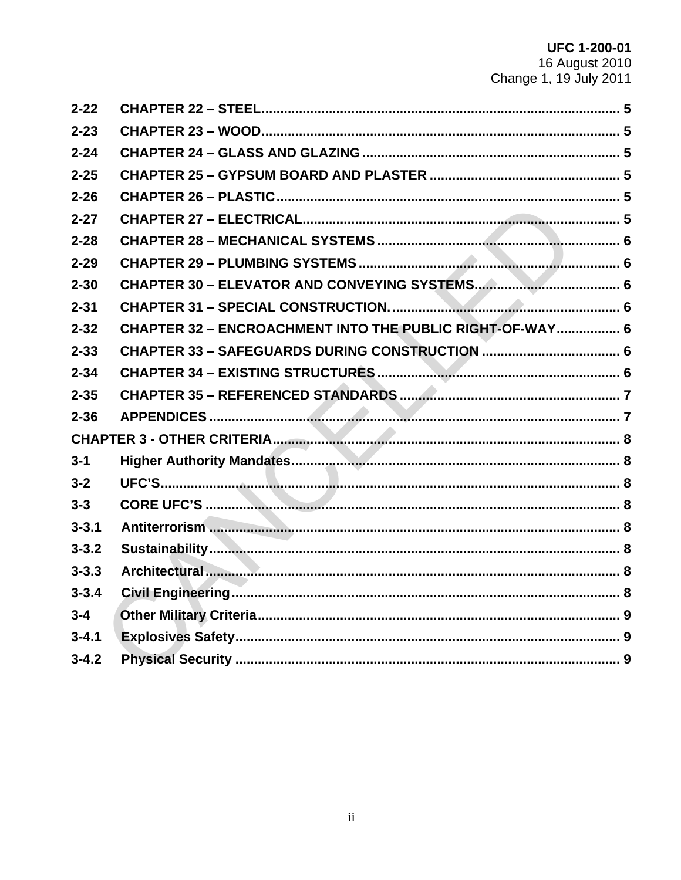| | | |
|---|---|---|
| 2-22 | CHAPTER 22 – STEEL | 5 |
| 2-23 | CHAPTER 23 – WOOD | 5 |
| 2-24 | CHAPTER 24 – GLASS AND GLAZING | 5 |
| 2-25 | CHAPTER 25 – GYPSUM BOARD AND PLASTER | 5 |
| 2-26 | CHAPTER 26 – PLASTIC | 5 |
| 2-27 | CHAPTER 27 – ELECTRICAL | 5 |
| 2-28 | CHAPTER 28 – MECHANICAL SYSTEMS | 6 |
| 2-29 | CHAPTER 29 – PLUMBING SYSTEMS | 6 |
| 2-30 | CHAPTER 30 – ELEVATOR AND CONVEYING SYSTEMS | 6 |
| 2-31 | CHAPTER 31 – SPECIAL CONSTRUCTION. | 6 |
| 2-32 | CHAPTER 32 – ENCROACHMENT INTO THE PUBLIC RIGHT-OF-WAY | 6 |
| 2-33 | CHAPTER 33 – SAFEGUARDS DURING CONSTRUCTION | 6 |
| 2-34 | CHAPTER 34 – EXISTING STRUCTURES | 6 |
| 2-35 | CHAPTER 35 – REFERENCED STANDARDS | 7 |
| 2-36 | APPENDICES | 7 |
| CHAPTER 3 - OTHER CRITERIA | | 8 |
| 3-1 | Higher Authority Mandates | 8 |
| 3-2 | UFC'S | 8 |
| 3-3 | CORE UFC'S | 8 |
| 3-3.1 | Antiterrorism | 8 |
| 3-3.2 | Sustainability | 8 |
| 3-3.3 | Architectural | 8 |
| 3-3.4 | Civil Engineering | 8 |
| 3-4 | Other Military Criteria | 9 |
| 3-4.1 | Explosives Safety | 9 |
| 3-4.2 | Physical Security | 9 |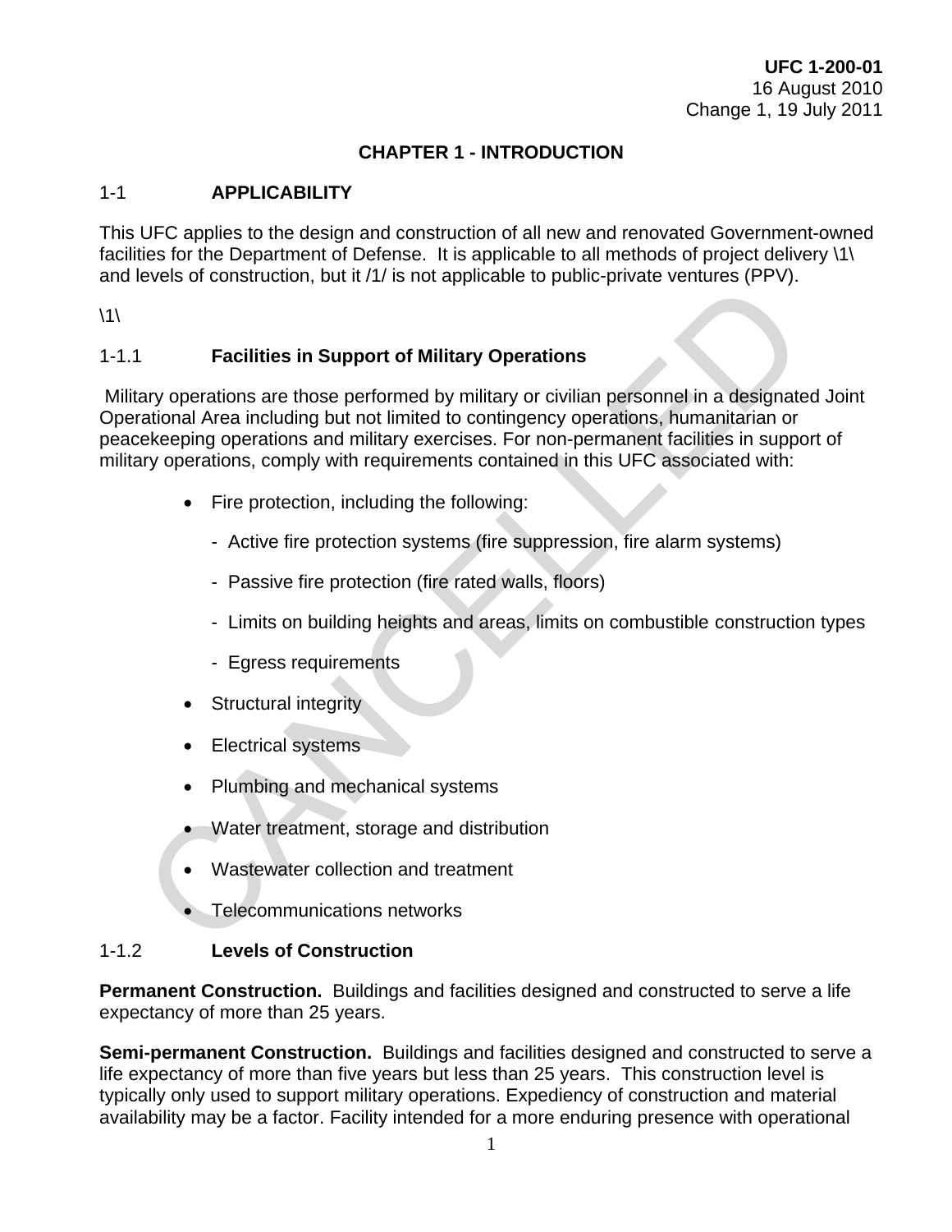# CHAPTER 1 - INTRODUCTION

## 1-1 APPLICABILITY

This UFC applies to the design and construction of all new and renovated Government-owned facilities for the Department of Defense. It is applicable to all methods of project delivery \1\ and levels of construction, but it /1/ is not applicable to public-private ventures (PPV).

\1\

### 1-1.1 Facilities in Support of Military Operations

Military operations are those performed by military or civilian personnel in a designated Joint Operational Area including but not limited to contingency operations, humanitarian or peacekeeping operations and military exercises. For non-permanent facilities in support of military operations, comply with requirements contained in this UFC associated with:

- Fire protection, including the following:
  - Active fire protection systems (fire suppression, fire alarm systems)
  - Passive fire protection (fire rated walls, floors)
  - Limits on building heights and areas, limits on combustible construction types
  - Egress requirements
- Structural integrity
- Electrical systems
- Plumbing and mechanical systems
- Water treatment, storage and distribution
- Wastewater collection and treatment
- Telecommunications networks

### 1-1.2 Levels of Construction

**Permanent Construction.** Buildings and facilities designed and constructed to serve a life expectancy of more than 25 years.

**Semi-permanent Construction.** Buildings and facilities designed and constructed to serve a life expectancy of more than five years but less than 25 years. This construction level is typically only used to support military operations. Expediency of construction and material availability may be a factor. Facility intended for a more enduring presence with operational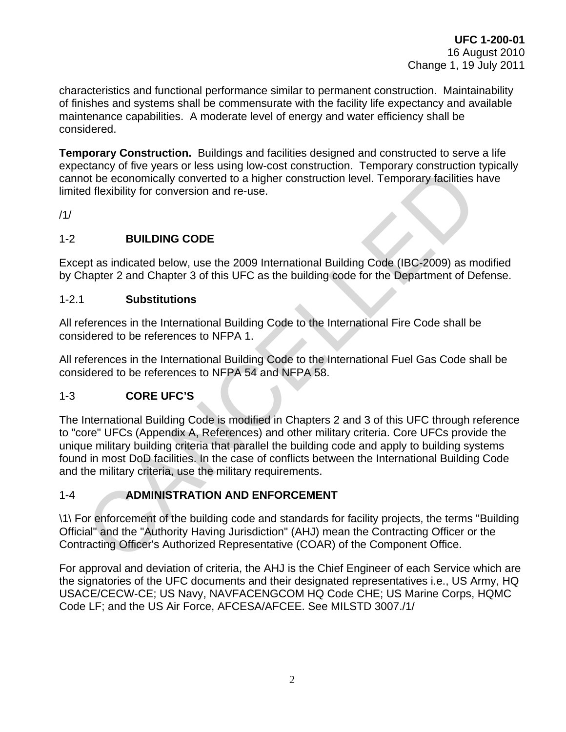characteristics and functional performance similar to permanent construction. Maintainability of finishes and systems shall be commensurate with the facility life expectancy and available maintenance capabilities. A moderate level of energy and water efficiency shall be considered.

**Temporary Construction.** Buildings and facilities designed and constructed to serve a life expectancy of five years or less using low-cost construction. Temporary construction typically cannot be economically converted to a higher construction level. Temporary facilities have limited flexibility for conversion and re-use.

/1/

## 1-2 BUILDING CODE

Except as indicated below, use the 2009 International Building Code (IBC-2009) as modified by Chapter 2 and Chapter 3 of this UFC as the building code for the Department of Defense.

### 1-2.1 Substitutions

All references in the International Building Code to the International Fire Code shall be considered to be references to NFPA 1.

All references in the International Building Code to the International Fuel Gas Code shall be considered to be references to NFPA 54 and NFPA 58.

## 1-3 CORE UFC'S

The International Building Code is modified in Chapters 2 and 3 of this UFC through reference to "core" UFCs (Appendix A, References) and other military criteria. Core UFCs provide the unique military building criteria that parallel the building code and apply to building systems found in most DoD facilities. In the case of conflicts between the International Building Code and the military criteria, use the military requirements.

## 1-4 ADMINISTRATION AND ENFORCEMENT

\1\ For enforcement of the building code and standards for facility projects, the terms "Building Official" and the "Authority Having Jurisdiction" (AHJ) mean the Contracting Officer or the Contracting Officer's Authorized Representative (COAR) of the Component Office.

For approval and deviation of criteria, the AHJ is the Chief Engineer of each Service which are the signatories of the UFC documents and their designated representatives i.e., US Army, HQ USACE/CECW-CE; US Navy, NAVFACENGCOM HQ Code CHE; US Marine Corps, HQMC Code LF; and the US Air Force, AFCESA/AFCEE. See MILSTD 3007./1/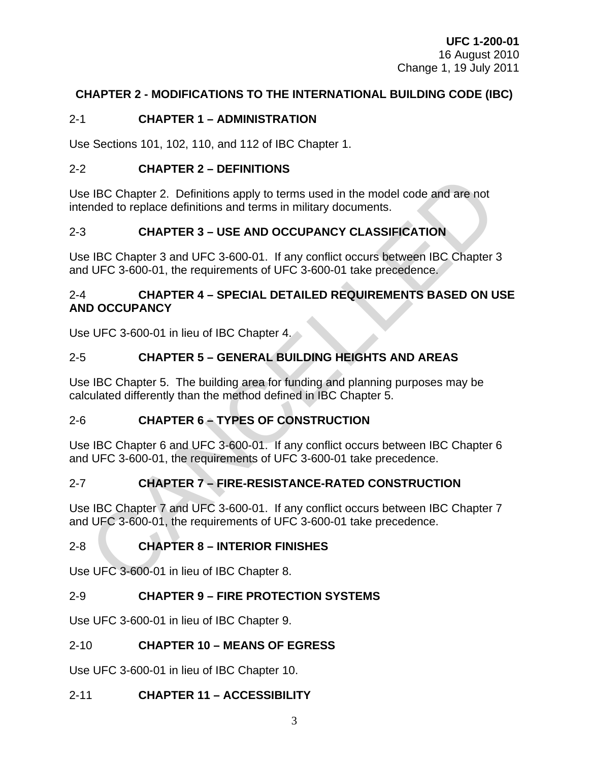## CHAPTER 2 - MODIFICATIONS TO THE INTERNATIONAL BUILDING CODE (IBC)

### 2-1 CHAPTER 1 – ADMINISTRATION

Use Sections 101, 102, 110, and 112 of IBC Chapter 1.

### 2-2 CHAPTER 2 – DEFINITIONS

Use IBC Chapter 2. Definitions apply to terms used in the model code and are not intended to replace definitions and terms in military documents.

### 2-3 CHAPTER 3 – USE AND OCCUPANCY CLASSIFICATION

Use IBC Chapter 3 and UFC 3-600-01. If any conflict occurs between IBC Chapter 3 and UFC 3-600-01, the requirements of UFC 3-600-01 take precedence.

### 2-4 CHAPTER 4 – SPECIAL DETAILED REQUIREMENTS BASED ON USE AND OCCUPANCY

Use UFC 3-600-01 in lieu of IBC Chapter 4.

### 2-5 CHAPTER 5 – GENERAL BUILDING HEIGHTS AND AREAS

Use IBC Chapter 5. The building area for funding and planning purposes may be calculated differently than the method defined in IBC Chapter 5.

### 2-6 CHAPTER 6 – TYPES OF CONSTRUCTION

Use IBC Chapter 6 and UFC 3-600-01. If any conflict occurs between IBC Chapter 6 and UFC 3-600-01, the requirements of UFC 3-600-01 take precedence.

### 2-7 CHAPTER 7 – FIRE-RESISTANCE-RATED CONSTRUCTION

Use IBC Chapter 7 and UFC 3-600-01. If any conflict occurs between IBC Chapter 7 and UFC 3-600-01, the requirements of UFC 3-600-01 take precedence.

### 2-8 CHAPTER 8 – INTERIOR FINISHES

Use UFC 3-600-01 in lieu of IBC Chapter 8.

### 2-9 CHAPTER 9 – FIRE PROTECTION SYSTEMS

Use UFC 3-600-01 in lieu of IBC Chapter 9.

### 2-10 CHAPTER 10 – MEANS OF EGRESS

Use UFC 3-600-01 in lieu of IBC Chapter 10.

### 2-11 CHAPTER 11 – ACCESSIBILITY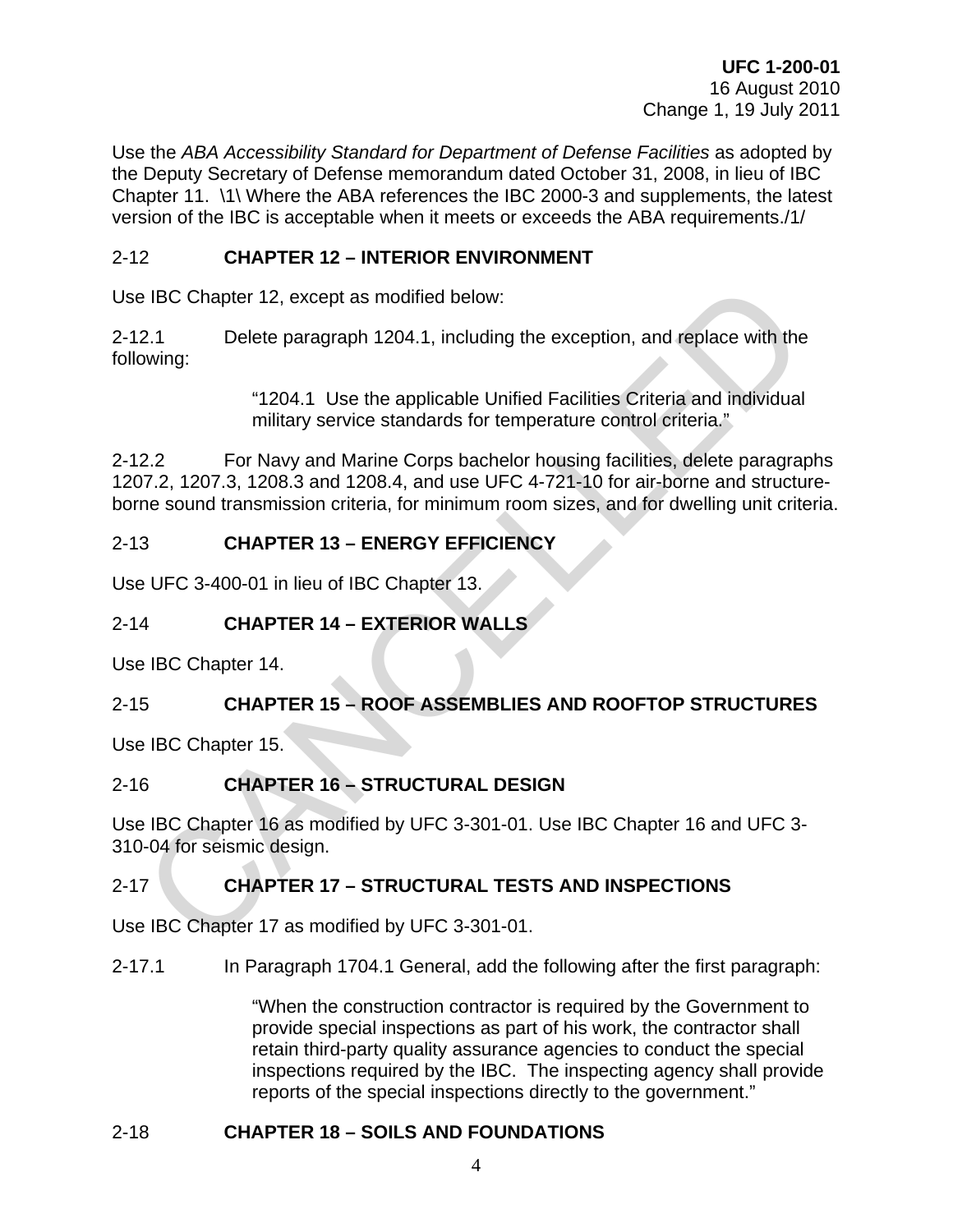Use the *ABA Accessibility Standard for Department of Defense Facilities* as adopted by the Deputy Secretary of Defense memorandum dated October 31, 2008, in lieu of IBC Chapter 11. \1\ Where the ABA references the IBC 2000-3 and supplements, the latest version of the IBC is acceptable when it meets or exceeds the ABA requirements./1/

## 2-12 CHAPTER 12 – INTERIOR ENVIRONMENT

Use IBC Chapter 12, except as modified below:

2-12.1 Delete paragraph 1204.1, including the exception, and replace with the following:

> "1204.1 Use the applicable Unified Facilities Criteria and individual military service standards for temperature control criteria."

2-12.2 For Navy and Marine Corps bachelor housing facilities, delete paragraphs 1207.2, 1207.3, 1208.3 and 1208.4, and use UFC 4-721-10 for air-borne and structure-borne sound transmission criteria, for minimum room sizes, and for dwelling unit criteria.

## 2-13 CHAPTER 13 – ENERGY EFFICIENCY

Use UFC 3-400-01 in lieu of IBC Chapter 13.

## 2-14 CHAPTER 14 – EXTERIOR WALLS

Use IBC Chapter 14.

## 2-15 CHAPTER 15 – ROOF ASSEMBLIES AND ROOFTOP STRUCTURES

Use IBC Chapter 15.

## 2-16 CHAPTER 16 – STRUCTURAL DESIGN

Use IBC Chapter 16 as modified by UFC 3-301-01. Use IBC Chapter 16 and UFC 3-310-04 for seismic design.

## 2-17 CHAPTER 17 – STRUCTURAL TESTS AND INSPECTIONS

Use IBC Chapter 17 as modified by UFC 3-301-01.

2-17.1 In Paragraph 1704.1 General, add the following after the first paragraph:

> "When the construction contractor is required by the Government to provide special inspections as part of his work, the contractor shall retain third-party quality assurance agencies to conduct the special inspections required by the IBC. The inspecting agency shall provide reports of the special inspections directly to the government."

## 2-18 CHAPTER 18 – SOILS AND FOUNDATIONS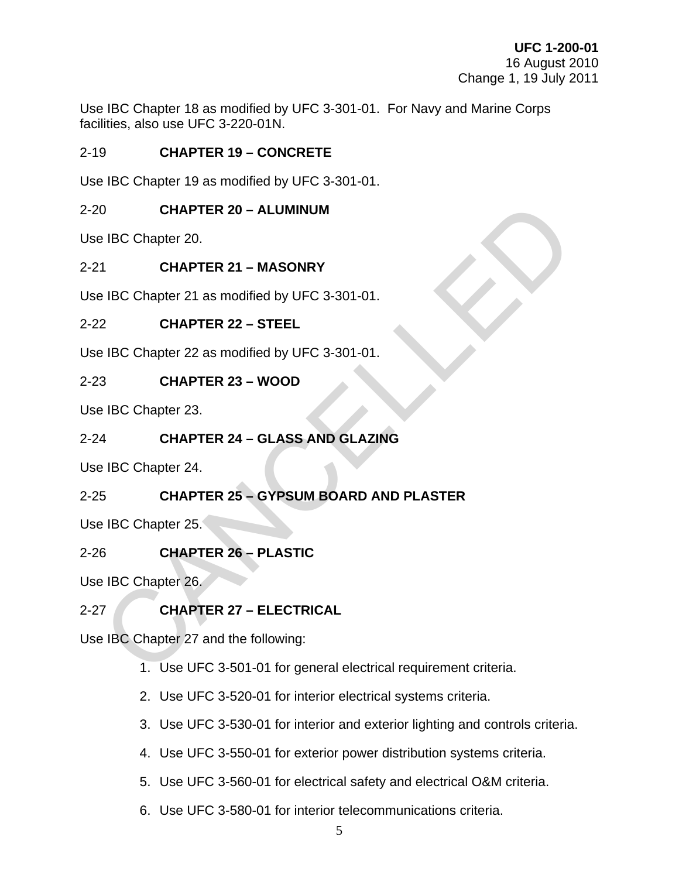Use IBC Chapter 18 as modified by UFC 3-301-01. For Navy and Marine Corps facilities, also use UFC 3-220-01N.

## 2-19 CHAPTER 19 – CONCRETE

Use IBC Chapter 19 as modified by UFC 3-301-01.

## 2-20 CHAPTER 20 – ALUMINUM

Use IBC Chapter 20.

## 2-21 CHAPTER 21 – MASONRY

Use IBC Chapter 21 as modified by UFC 3-301-01.

## 2-22 CHAPTER 22 – STEEL

Use IBC Chapter 22 as modified by UFC 3-301-01.

## 2-23 CHAPTER 23 – WOOD

Use IBC Chapter 23.

## 2-24 CHAPTER 24 – GLASS AND GLAZING

Use IBC Chapter 24.

## 2-25 CHAPTER 25 – GYPSUM BOARD AND PLASTER

Use IBC Chapter 25.

## 2-26 CHAPTER 26 – PLASTIC

Use IBC Chapter 26.

## 2-27 CHAPTER 27 – ELECTRICAL

Use IBC Chapter 27 and the following:

1. Use UFC 3-501-01 for general electrical requirement criteria.
2. Use UFC 3-520-01 for interior electrical systems criteria.
3. Use UFC 3-530-01 for interior and exterior lighting and controls criteria.
4. Use UFC 3-550-01 for exterior power distribution systems criteria.
5. Use UFC 3-560-01 for electrical safety and electrical O&M criteria.
6. Use UFC 3-580-01 for interior telecommunications criteria.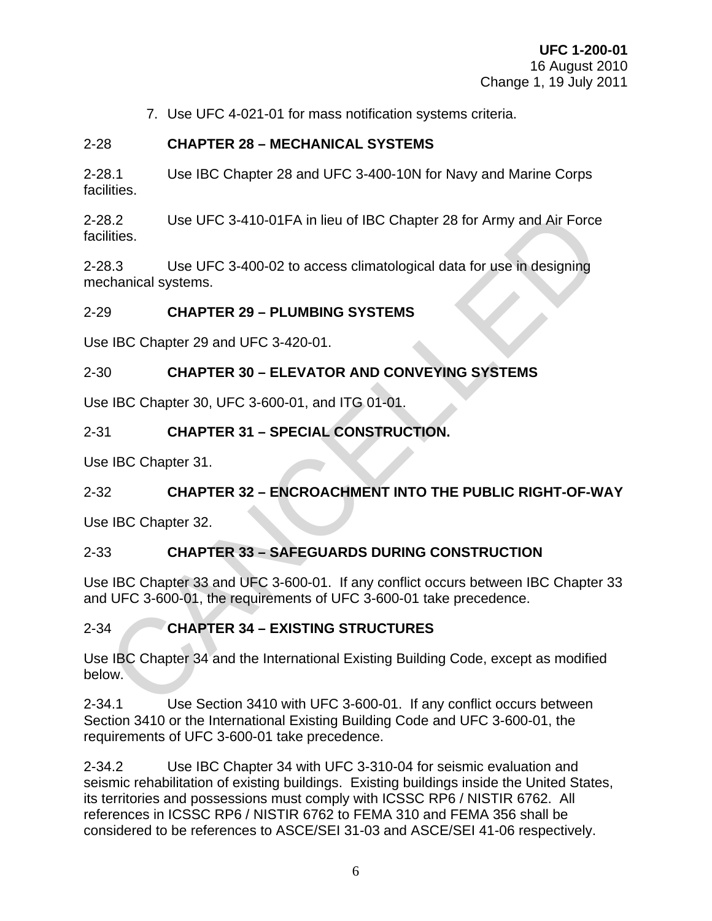7. Use UFC 4-021-01 for mass notification systems criteria.

## 2-28 CHAPTER 28 – MECHANICAL SYSTEMS

2-28.1 Use IBC Chapter 28 and UFC 3-400-10N for Navy and Marine Corps facilities.

2-28.2 Use UFC 3-410-01FA in lieu of IBC Chapter 28 for Army and Air Force facilities.

2-28.3 Use UFC 3-400-02 to access climatological data for use in designing mechanical systems.

## 2-29 CHAPTER 29 – PLUMBING SYSTEMS

Use IBC Chapter 29 and UFC 3-420-01.

## 2-30 CHAPTER 30 – ELEVATOR AND CONVEYING SYSTEMS

Use IBC Chapter 30, UFC 3-600-01, and ITG 01-01.

## 2-31 CHAPTER 31 – SPECIAL CONSTRUCTION.

Use IBC Chapter 31.

## 2-32 CHAPTER 32 – ENCROACHMENT INTO THE PUBLIC RIGHT-OF-WAY

Use IBC Chapter 32.

## 2-33 CHAPTER 33 – SAFEGUARDS DURING CONSTRUCTION

Use IBC Chapter 33 and UFC 3-600-01. If any conflict occurs between IBC Chapter 33 and UFC 3-600-01, the requirements of UFC 3-600-01 take precedence.

## 2-34 CHAPTER 34 – EXISTING STRUCTURES

Use IBC Chapter 34 and the International Existing Building Code, except as modified below.

2-34.1 Use Section 3410 with UFC 3-600-01. If any conflict occurs between Section 3410 or the International Existing Building Code and UFC 3-600-01, the requirements of UFC 3-600-01 take precedence.

2-34.2 Use IBC Chapter 34 with UFC 3-310-04 for seismic evaluation and seismic rehabilitation of existing buildings. Existing buildings inside the United States, its territories and possessions must comply with ICSSC RP6 / NISTIR 6762. All references in ICSSC RP6 / NISTIR 6762 to FEMA 310 and FEMA 356 shall be considered to be references to ASCE/SEI 31-03 and ASCE/SEI 41-06 respectively.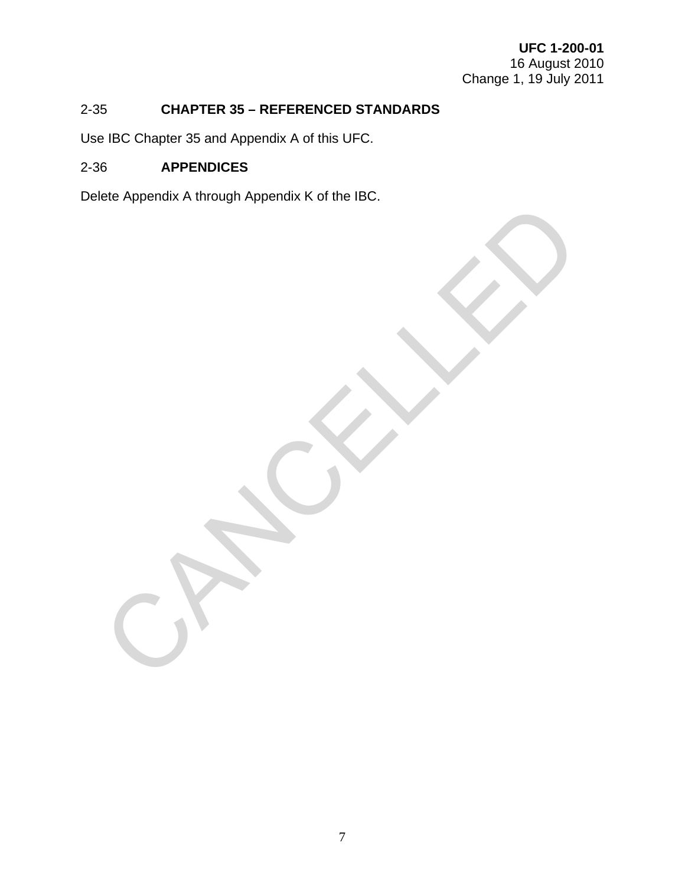## 2-35 CHAPTER 35 – REFERENCED STANDARDS

Use IBC Chapter 35 and Appendix A of this UFC.

## 2-36 APPENDICES

Delete Appendix A through Appendix K of the IBC.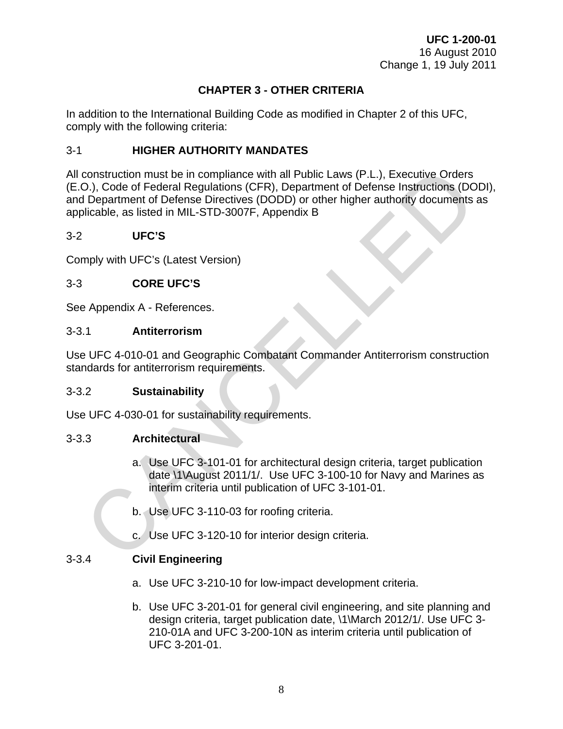# CHAPTER 3 - OTHER CRITERIA

In addition to the International Building Code as modified in Chapter 2 of this UFC, comply with the following criteria:

## 3-1 HIGHER AUTHORITY MANDATES

All construction must be in compliance with all Public Laws (P.L.), Executive Orders (E.O.), Code of Federal Regulations (CFR), Department of Defense Instructions (DODI), and Department of Defense Directives (DODD) or other higher authority documents as applicable, as listed in MIL-STD-3007F, Appendix B

## 3-2 UFC'S

Comply with UFC's (Latest Version)

## 3-3 CORE UFC'S

See Appendix A - References.

### 3-3.1 Antiterrorism

Use UFC 4-010-01 and Geographic Combatant Commander Antiterrorism construction standards for antiterrorism requirements.

### 3-3.2 Sustainability

Use UFC 4-030-01 for sustainability requirements.

### 3-3.3 Architectural

a. Use UFC 3-101-01 for architectural design criteria, target publication date \1\August 2011/1/. Use UFC 3-100-10 for Navy and Marines as interim criteria until publication of UFC 3-101-01.

b. Use UFC 3-110-03 for roofing criteria.

c. Use UFC 3-120-10 for interior design criteria.

### 3-3.4 Civil Engineering

a. Use UFC 3-210-10 for low-impact development criteria.

b. Use UFC 3-201-01 for general civil engineering, and site planning and design criteria, target publication date, \1\March 2012/1/. Use UFC 3-210-01A and UFC 3-200-10N as interim criteria until publication of UFC 3-201-01.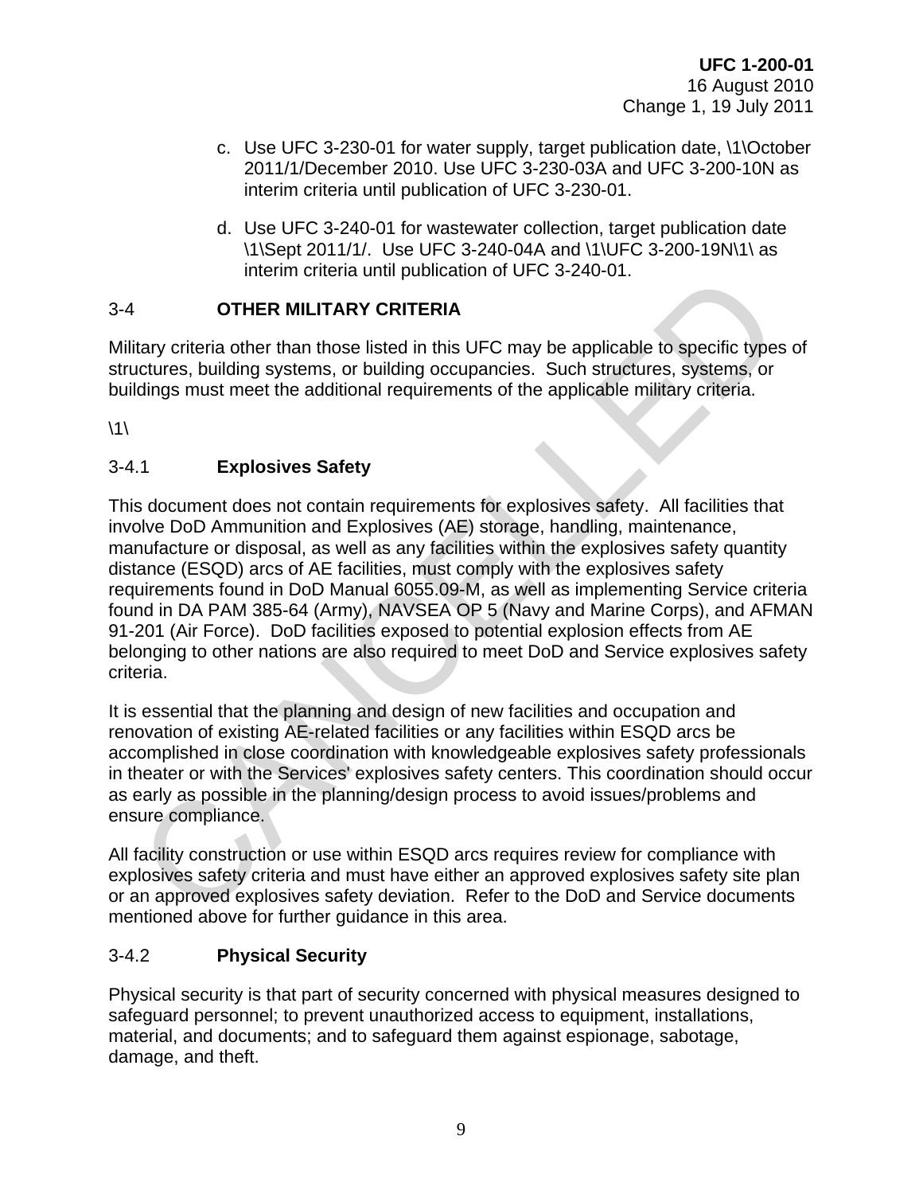c. Use UFC 3-230-01 for water supply, target publication date, \1\October 2011/1/December 2010. Use UFC 3-230-03A and UFC 3-200-10N as interim criteria until publication of UFC 3-230-01.

d. Use UFC 3-240-01 for wastewater collection, target publication date \1\Sept 2011/1/. Use UFC 3-240-04A and \1\UFC 3-200-19N\1\ as interim criteria until publication of UFC 3-240-01.

## 3-4 OTHER MILITARY CRITERIA

Military criteria other than those listed in this UFC may be applicable to specific types of structures, building systems, or building occupancies. Such structures, systems, or buildings must meet the additional requirements of the applicable military criteria.

\1\

### 3-4.1 Explosives Safety

This document does not contain requirements for explosives safety. All facilities that involve DoD Ammunition and Explosives (AE) storage, handling, maintenance, manufacture or disposal, as well as any facilities within the explosives safety quantity distance (ESQD) arcs of AE facilities, must comply with the explosives safety requirements found in DoD Manual 6055.09-M, as well as implementing Service criteria found in DA PAM 385-64 (Army), NAVSEA OP 5 (Navy and Marine Corps), and AFMAN 91-201 (Air Force). DoD facilities exposed to potential explosion effects from AE belonging to other nations are also required to meet DoD and Service explosives safety criteria.

It is essential that the planning and design of new facilities and occupation and renovation of existing AE-related facilities or any facilities within ESQD arcs be accomplished in close coordination with knowledgeable explosives safety professionals in theater or with the Services' explosives safety centers. This coordination should occur as early as possible in the planning/design process to avoid issues/problems and ensure compliance.

All facility construction or use within ESQD arcs requires review for compliance with explosives safety criteria and must have either an approved explosives safety site plan or an approved explosives safety deviation. Refer to the DoD and Service documents mentioned above for further guidance in this area.

### 3-4.2 Physical Security

Physical security is that part of security concerned with physical measures designed to safeguard personnel; to prevent unauthorized access to equipment, installations, material, and documents; and to safeguard them against espionage, sabotage, damage, and theft.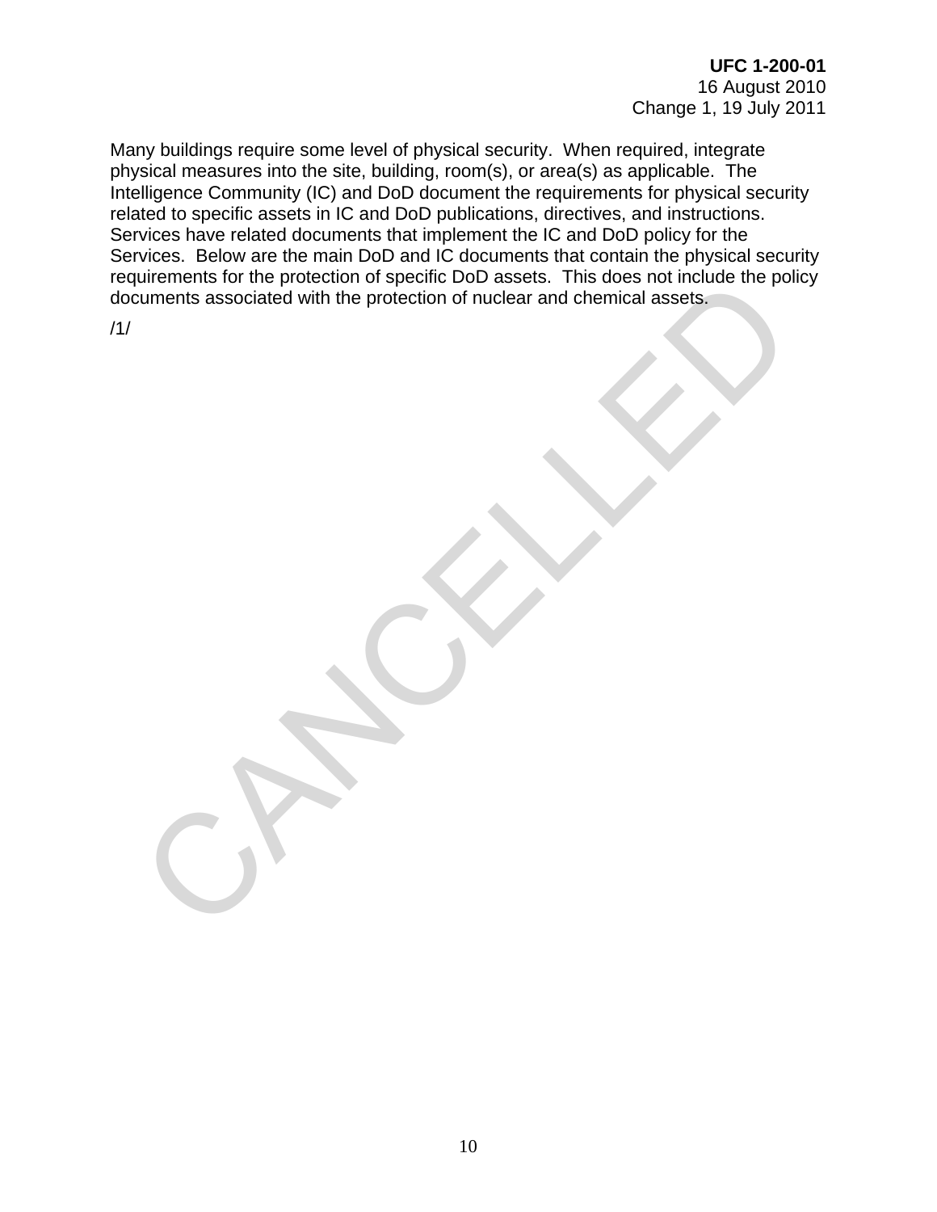Many buildings require some level of physical security. When required, integrate physical measures into the site, building, room(s), or area(s) as applicable. The Intelligence Community (IC) and DoD document the requirements for physical security related to specific assets in IC and DoD publications, directives, and instructions. Services have related documents that implement the IC and DoD policy for the Services. Below are the main DoD and IC documents that contain the physical security requirements for the protection of specific DoD assets. This does not include the policy documents associated with the protection of nuclear and chemical assets.

/1/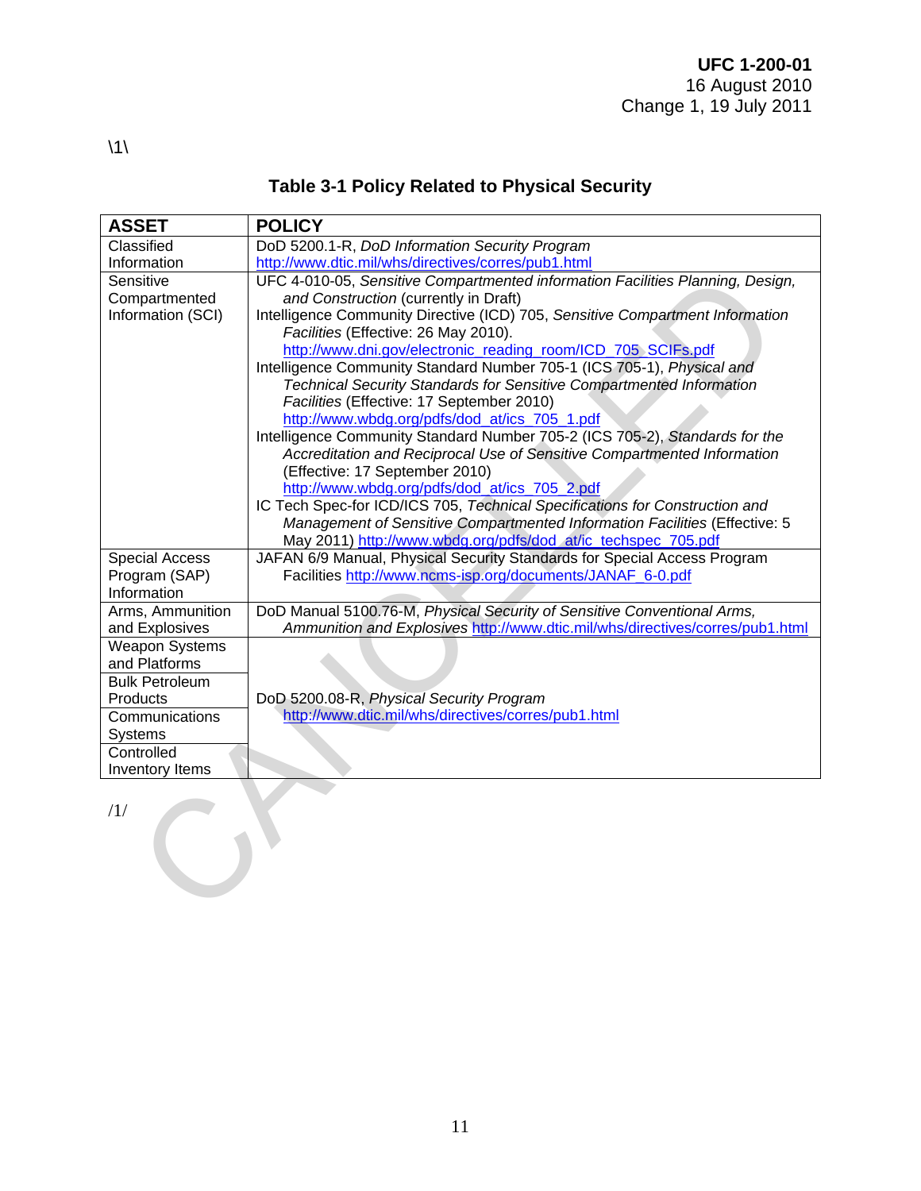\1\

### Table 3-1 Policy Related to Physical Security

| ASSET | POLICY |
|---|---|
| Classified Information | DoD 5200.1-R, *DoD Information Security Program* http://www.dtic.mil/whs/directives/corres/pub1.html |
| Sensitive Compartmented Information (SCI) | UFC 4-010-05, *Sensitive Compartmented information Facilities Planning, Design, and Construction* (currently in Draft)<br>Intelligence Community Directive (ICD) 705, *Sensitive Compartment Information Facilities* (Effective: 26 May 2010). http://www.dni.gov/electronic_reading_room/ICD_705_SCIFs.pdf<br>Intelligence Community Standard Number 705-1 (ICS 705-1), *Physical and Technical Security Standards for Sensitive Compartmented Information Facilities* (Effective: 17 September 2010) http://www.wbdg.org/pdfs/dod_at/ics_705_1.pdf<br>Intelligence Community Standard Number 705-2 (ICS 705-2), *Standards for the Accreditation and Reciprocal Use of Sensitive Compartmented Information* (Effective: 17 September 2010) http://www.wbdg.org/pdfs/dod_at/ics_705_2.pdf<br>IC Tech Spec-for ICD/ICS 705, *Technical Specifications for Construction and Management of Sensitive Compartmented Information Facilities* (Effective: 5 May 2011) http://www.wbdg.org/pdfs/dod_at/ic_techspec_705.pdf |
| Special Access Program (SAP) Information | JAFAN 6/9 Manual, Physical Security Standards for Special Access Program Facilities http://www.ncms-isp.org/documents/JANAF_6-0.pdf |
| Arms, Ammunition and Explosives | DoD Manual 5100.76-M, *Physical Security of Sensitive Conventional Arms, Ammunition and Explosives* http://www.dtic.mil/whs/directives/corres/pub1.html |
| Weapon Systems and Platforms | DoD 5200.08-R, *Physical Security Program* http://www.dtic.mil/whs/directives/corres/pub1.html |
| Bulk Petroleum Products | |
| Communications Systems | |
| Controlled Inventory Items | |

/1/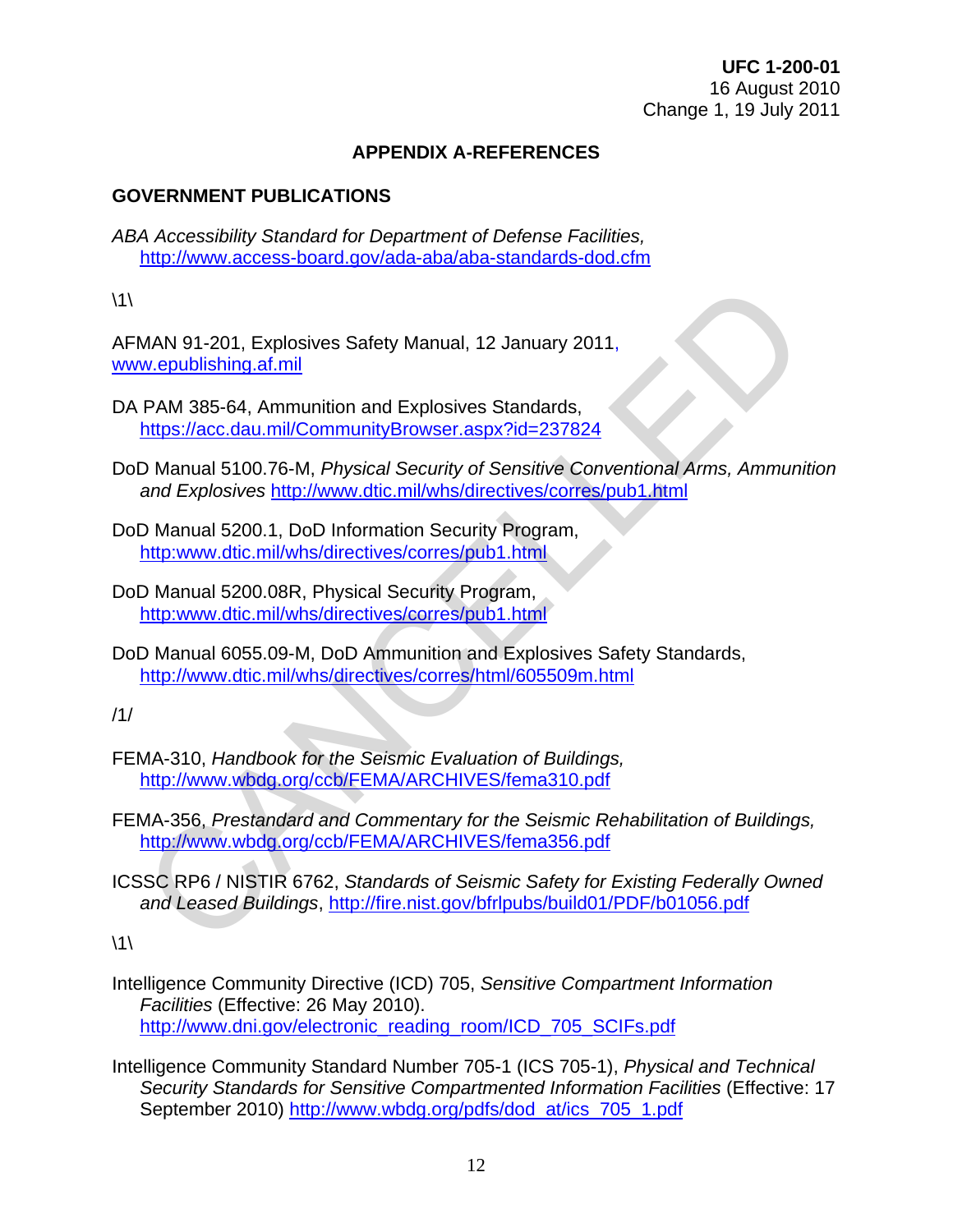## APPENDIX A-REFERENCES

### GOVERNMENT PUBLICATIONS

*ABA Accessibility Standard for Department of Defense Facilities,* http://www.access-board.gov/ada-aba/aba-standards-dod.cfm

\1\

AFMAN 91-201, Explosives Safety Manual, 12 January 2011, www.epublishing.af.mil

DA PAM 385-64, Ammunition and Explosives Standards, https://acc.dau.mil/CommunityBrowser.aspx?id=237824

DoD Manual 5100.76-M, *Physical Security of Sensitive Conventional Arms, Ammunition and Explosives* http://www.dtic.mil/whs/directives/corres/pub1.html

DoD Manual 5200.1, DoD Information Security Program, http:www.dtic.mil/whs/directives/corres/pub1.html

DoD Manual 5200.08R, Physical Security Program, http:www.dtic.mil/whs/directives/corres/pub1.html

DoD Manual 6055.09-M, DoD Ammunition and Explosives Safety Standards, http://www.dtic.mil/whs/directives/corres/html/605509m.html

/1/

FEMA-310, *Handbook for the Seismic Evaluation of Buildings,* http://www.wbdg.org/ccb/FEMA/ARCHIVES/fema310.pdf

FEMA-356, *Prestandard and Commentary for the Seismic Rehabilitation of Buildings,* http://www.wbdg.org/ccb/FEMA/ARCHIVES/fema356.pdf

ICSSC RP6 / NISTIR 6762, *Standards of Seismic Safety for Existing Federally Owned and Leased Buildings*, http://fire.nist.gov/bfrlpubs/build01/PDF/b01056.pdf

\1\

Intelligence Community Directive (ICD) 705, *Sensitive Compartment Information Facilities* (Effective: 26 May 2010). http://www.dni.gov/electronic_reading_room/ICD_705_SCIFs.pdf

Intelligence Community Standard Number 705-1 (ICS 705-1), *Physical and Technical Security Standards for Sensitive Compartmented Information Facilities* (Effective: 17 September 2010) http://www.wbdg.org/pdfs/dod_at/ics_705_1.pdf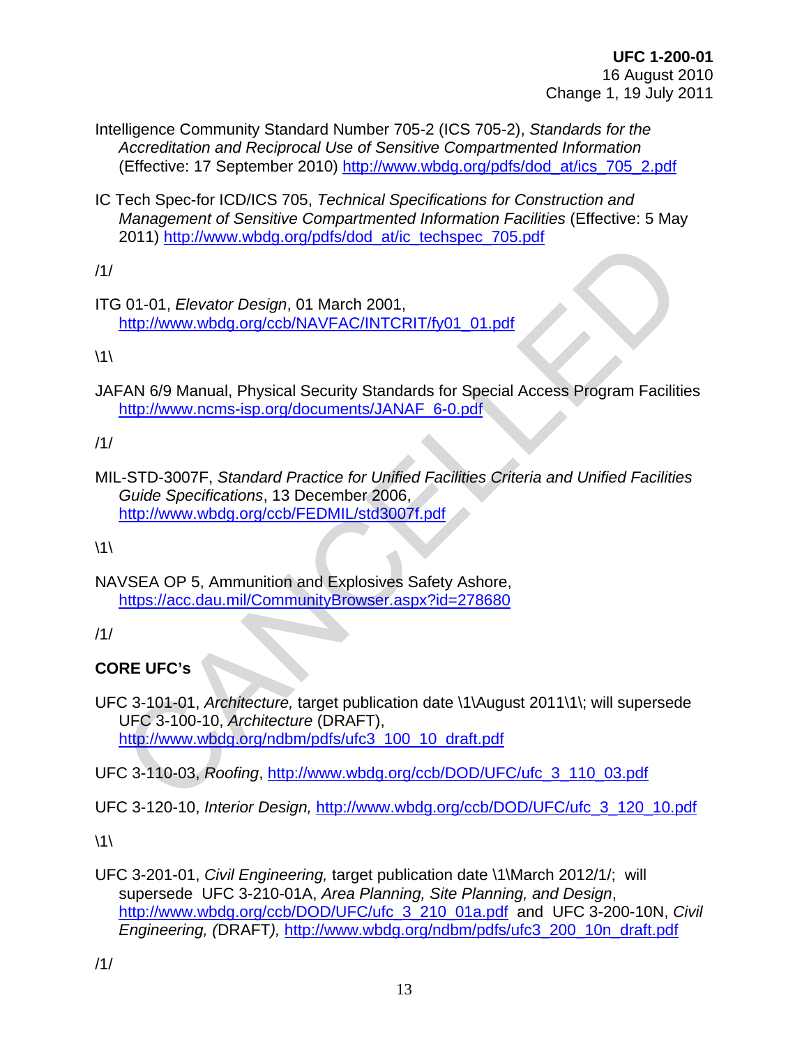Intelligence Community Standard Number 705-2 (ICS 705-2), *Standards for the Accreditation and Reciprocal Use of Sensitive Compartmented Information* (Effective: 17 September 2010) http://www.wbdg.org/pdfs/dod_at/ics_705_2.pdf

IC Tech Spec-for ICD/ICS 705, *Technical Specifications for Construction and Management of Sensitive Compartmented Information Facilities* (Effective: 5 May 2011) http://www.wbdg.org/pdfs/dod_at/ic_techspec_705.pdf

/1/

ITG 01-01, *Elevator Design*, 01 March 2001, http://www.wbdg.org/ccb/NAVFAC/INTCRIT/fy01_01.pdf

\1\

JAFAN 6/9 Manual, Physical Security Standards for Special Access Program Facilities http://www.ncms-isp.org/documents/JANAF_6-0.pdf

/1/

MIL-STD-3007F, *Standard Practice for Unified Facilities Criteria and Unified Facilities Guide Specifications*, 13 December 2006, http://www.wbdg.org/ccb/FEDMIL/std3007f.pdf

\1\

NAVSEA OP 5, Ammunition and Explosives Safety Ashore, https://acc.dau.mil/CommunityBrowser.aspx?id=278680

/1/

**CORE UFC's**

UFC 3-101-01, *Architecture,* target publication date \1\August 2011\1\; will supersede UFC 3-100-10, *Architecture* (DRAFT), http://www.wbdg.org/ndbm/pdfs/ufc3_100_10_draft.pdf

UFC 3-110-03, *Roofing*, http://www.wbdg.org/ccb/DOD/UFC/ufc_3_110_03.pdf

UFC 3-120-10, *Interior Design,* http://www.wbdg.org/ccb/DOD/UFC/ufc_3_120_10.pdf

\1\

UFC 3-201-01, *Civil Engineering,* target publication date \1\March 2012/1/; will supersede UFC 3-210-01A, *Area Planning, Site Planning, and Design*, http://www.wbdg.org/ccb/DOD/UFC/ufc_3_210_01a.pdf and UFC 3-200-10N, *Civil Engineering, (*DRAFT*),* http://www.wbdg.org/ndbm/pdfs/ufc3_200_10n_draft.pdf

/1/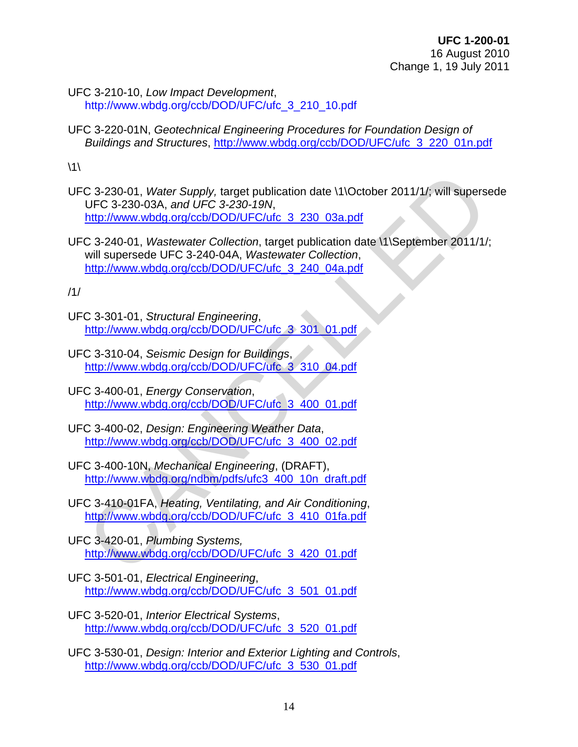UFC 3-210-10, *Low Impact Development*, http://www.wbdg.org/ccb/DOD/UFC/ufc_3_210_10.pdf

UFC 3-220-01N, *Geotechnical Engineering Procedures for Foundation Design of Buildings and Structures*, http://www.wbdg.org/ccb/DOD/UFC/ufc_3_220_01n.pdf

\1\

UFC 3-230-01, *Water Supply,* target publication date \1\October 2011/1/; will supersede UFC 3-230-03A, *and UFC 3-230-19N*, http://www.wbdg.org/ccb/DOD/UFC/ufc_3_230_03a.pdf

UFC 3-240-01, *Wastewater Collection*, target publication date \1\September 2011/1/; will supersede UFC 3-240-04A, *Wastewater Collection*, http://www.wbdg.org/ccb/DOD/UFC/ufc_3_240_04a.pdf

/1/

UFC 3-301-01, *Structural Engineering*, http://www.wbdg.org/ccb/DOD/UFC/ufc_3_301_01.pdf

UFC 3-310-04, *Seismic Design for Buildings*, http://www.wbdg.org/ccb/DOD/UFC/ufc_3_310_04.pdf

UFC 3-400-01, *Energy Conservation*, http://www.wbdg.org/ccb/DOD/UFC/ufc_3_400_01.pdf

UFC 3-400-02, *Design: Engineering Weather Data*, http://www.wbdg.org/ccb/DOD/UFC/ufc_3_400_02.pdf

UFC 3-400-10N, *Mechanical Engineering*, (DRAFT), http://www.wbdg.org/ndbm/pdfs/ufc3_400_10n_draft.pdf

UFC 3-410-01FA, *Heating, Ventilating, and Air Conditioning*, http://www.wbdg.org/ccb/DOD/UFC/ufc_3_410_01fa.pdf

UFC 3-420-01, *Plumbing Systems,* http://www.wbdg.org/ccb/DOD/UFC/ufc_3_420_01.pdf

UFC 3-501-01, *Electrical Engineering*, http://www.wbdg.org/ccb/DOD/UFC/ufc_3_501_01.pdf

UFC 3-520-01, *Interior Electrical Systems*, http://www.wbdg.org/ccb/DOD/UFC/ufc_3_520_01.pdf

UFC 3-530-01, *Design: Interior and Exterior Lighting and Controls*, http://www.wbdg.org/ccb/DOD/UFC/ufc_3_530_01.pdf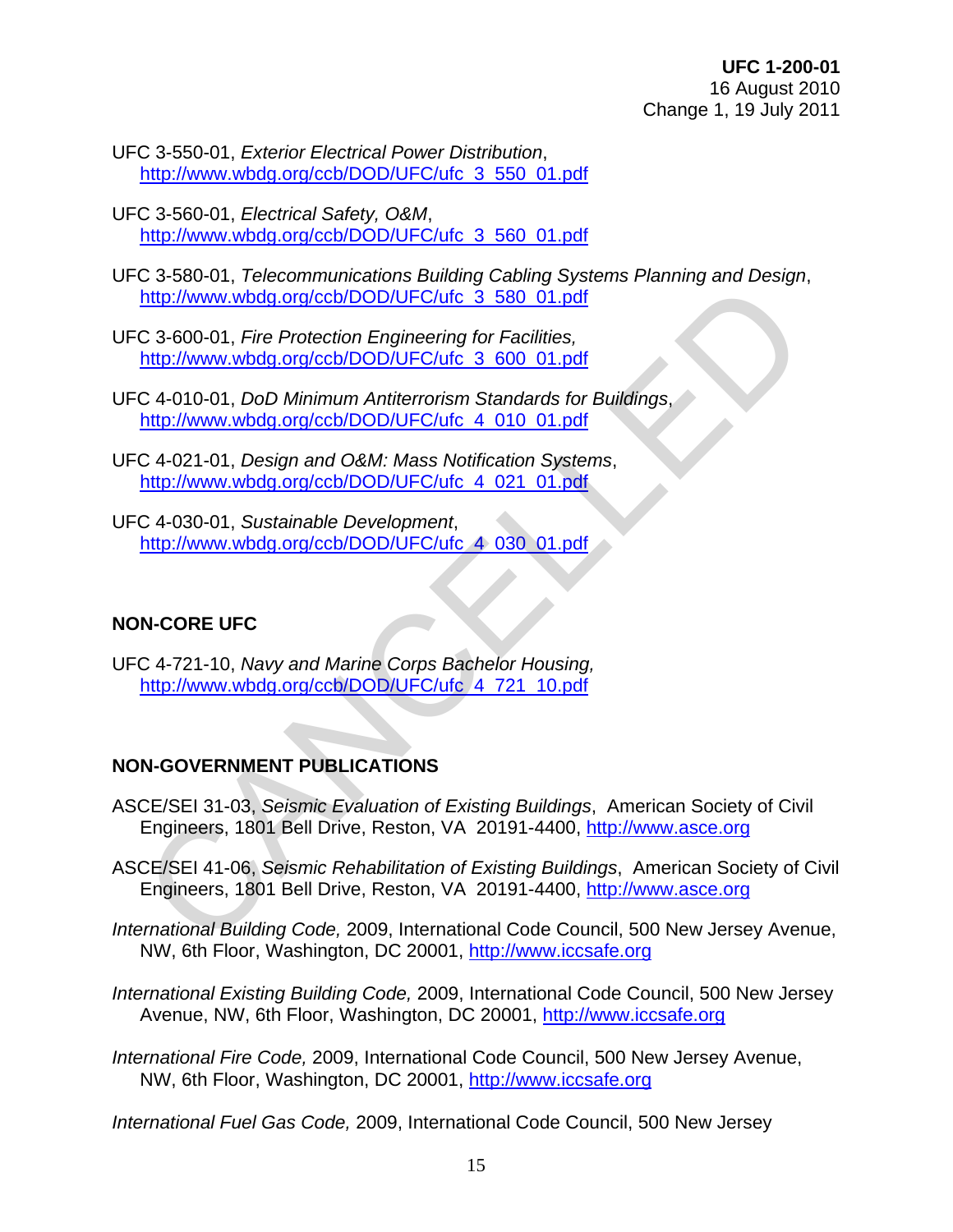UFC 3-550-01, *Exterior Electrical Power Distribution*,
 http://www.wbdg.org/ccb/DOD/UFC/ufc_3_550_01.pdf

UFC 3-560-01, *Electrical Safety, O&M*,
 http://www.wbdg.org/ccb/DOD/UFC/ufc_3_560_01.pdf

UFC 3-580-01, *Telecommunications Building Cabling Systems Planning and Design*,
 http://www.wbdg.org/ccb/DOD/UFC/ufc_3_580_01.pdf

UFC 3-600-01, *Fire Protection Engineering for Facilities,*
 http://www.wbdg.org/ccb/DOD/UFC/ufc_3_600_01.pdf

UFC 4-010-01, *DoD Minimum Antiterrorism Standards for Buildings*,
 http://www.wbdg.org/ccb/DOD/UFC/ufc_4_010_01.pdf

UFC 4-021-01, *Design and O&M: Mass Notification Systems*,
 http://www.wbdg.org/ccb/DOD/UFC/ufc_4_021_01.pdf

UFC 4-030-01, *Sustainable Development*,
 http://www.wbdg.org/ccb/DOD/UFC/ufc_4_030_01.pdf

**NON-CORE UFC**

UFC 4-721-10, *Navy and Marine Corps Bachelor Housing,*
 http://www.wbdg.org/ccb/DOD/UFC/ufc_4_721_10.pdf

**NON-GOVERNMENT PUBLICATIONS**

ASCE/SEI 31-03, *Seismic Evaluation of Existing Buildings*, American Society of Civil Engineers, 1801 Bell Drive, Reston, VA 20191-4400, http://www.asce.org

ASCE/SEI 41-06, *Seismic Rehabilitation of Existing Buildings*, American Society of Civil Engineers, 1801 Bell Drive, Reston, VA 20191-4400, http://www.asce.org

*International Building Code,* 2009, International Code Council, 500 New Jersey Avenue, NW, 6th Floor, Washington, DC 20001, http://www.iccsafe.org

*International Existing Building Code,* 2009, International Code Council, 500 New Jersey Avenue, NW, 6th Floor, Washington, DC 20001, http://www.iccsafe.org

*International Fire Code,* 2009, International Code Council, 500 New Jersey Avenue, NW, 6th Floor, Washington, DC 20001, http://www.iccsafe.org

*International Fuel Gas Code,* 2009, International Code Council, 500 New Jersey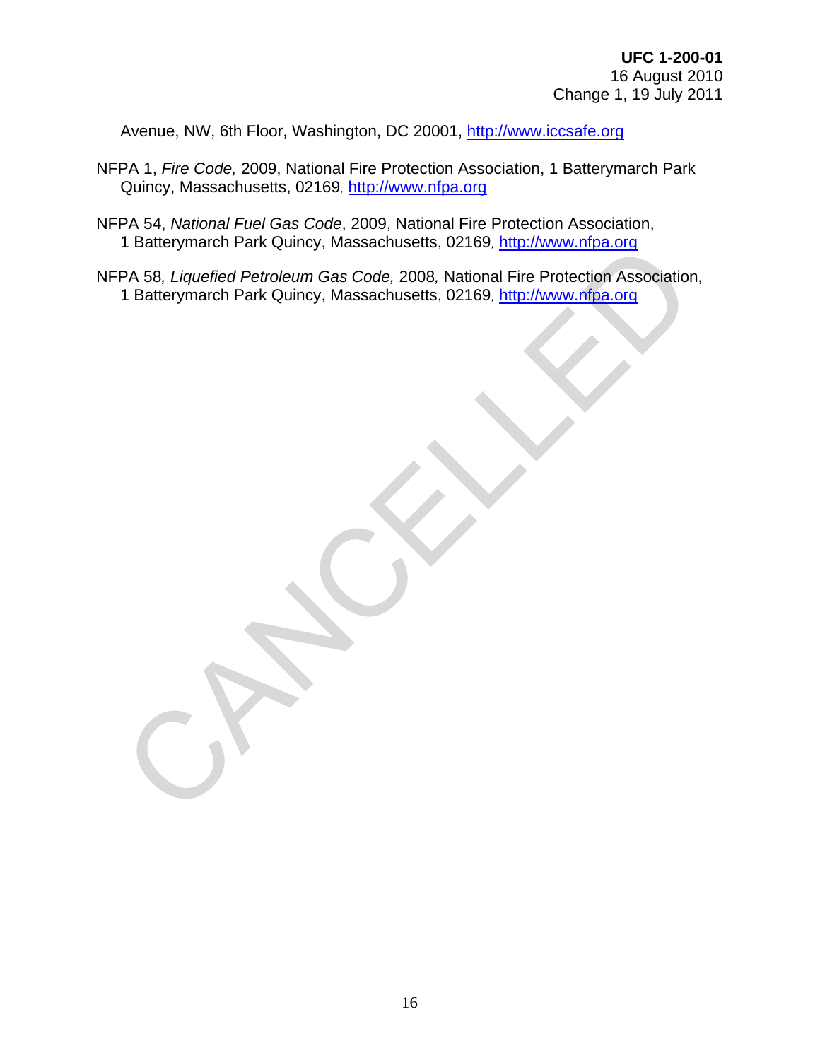Avenue, NW, 6th Floor, Washington, DC 20001, http://www.iccsafe.org

NFPA 1, *Fire Code,* 2009, National Fire Protection Association, 1 Batterymarch Park Quincy, Massachusetts, 02169, http://www.nfpa.org

NFPA 54, *National Fuel Gas Code*, 2009, National Fire Protection Association, 1 Batterymarch Park Quincy, Massachusetts, 02169, http://www.nfpa.org

NFPA 58*, Liquefied Petroleum Gas Code,* 2008*,* National Fire Protection Association, 1 Batterymarch Park Quincy, Massachusetts, 02169, http://www.nfpa.org